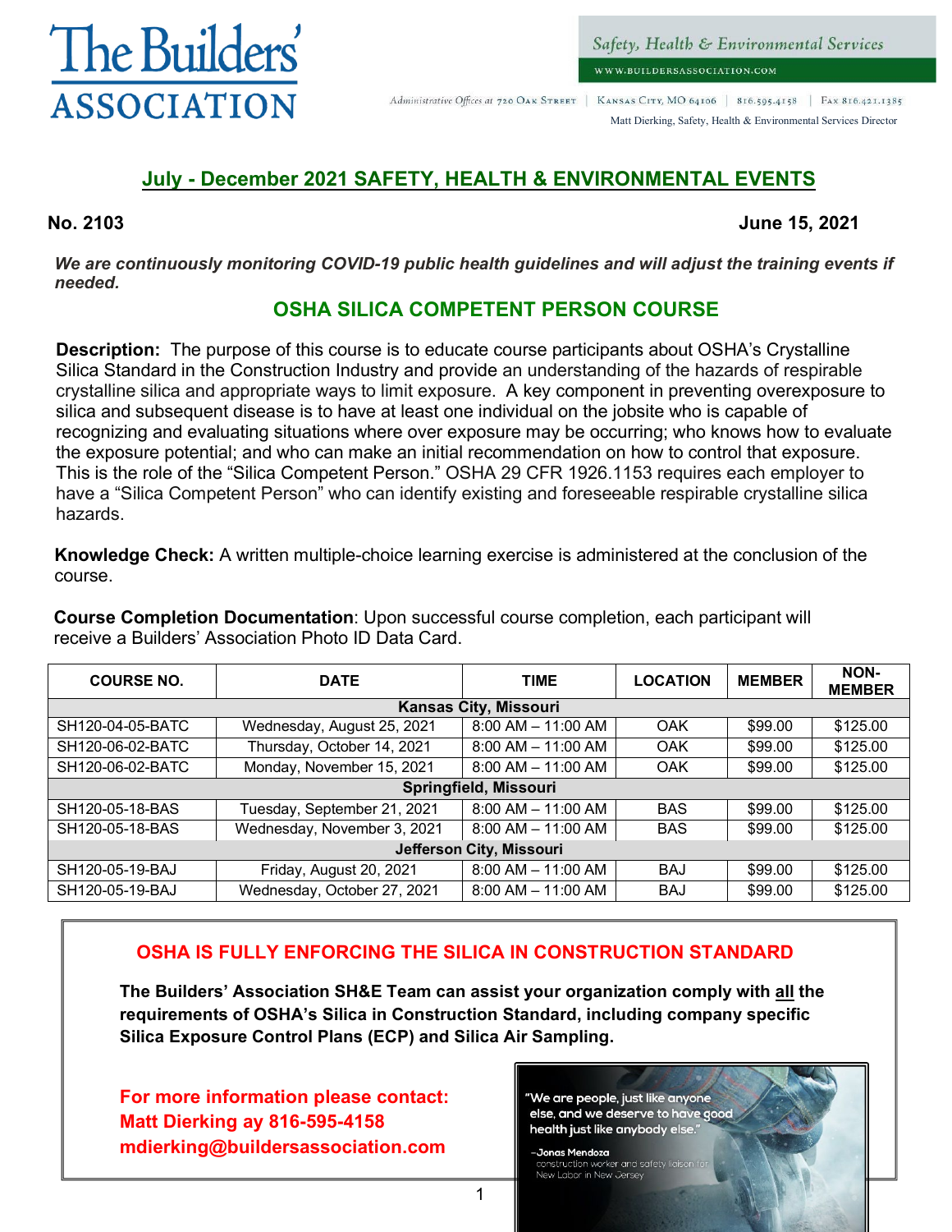# The Builders' ASSOCIATION

Safety, Health & Environmental Services

WWW.BUILDERSASSOCIATION.COM

Administrative Offices at 720 Oak Street | Kansas City, MO 64106 | 816.595.4158 | Fax 816.421.1385

Matt Dierking, Safety, Health & Environmental Services Director

## July - December 2021 SAFETY, HEALTH & ENVIRONMENTAL EVENTS

**No. 2103** **June 15, 2021**

***We are continuously monitoring COVID-19 public health guidelines and will adjust the training events if needed.***

## OSHA SILICA COMPETENT PERSON COURSE

**Description:** The purpose of this course is to educate course participants about OSHA's Crystalline Silica Standard in the Construction Industry and provide an understanding of the hazards of respirable crystalline silica and appropriate ways to limit exposure. A key component in preventing overexposure to silica and subsequent disease is to have at least one individual on the jobsite who is capable of recognizing and evaluating situations where over exposure may be occurring; who knows how to evaluate the exposure potential; and who can make an initial recommendation on how to control that exposure. This is the role of the "Silica Competent Person." OSHA 29 CFR 1926.1153 requires each employer to have a "Silica Competent Person" who can identify existing and foreseeable respirable crystalline silica hazards.

**Knowledge Check:** A written multiple-choice learning exercise is administered at the conclusion of the course.

**Course Completion Documentation**: Upon successful course completion, each participant will receive a Builders' Association Photo ID Data Card.

| COURSE NO. | DATE | TIME | LOCATION | MEMBER | NON-MEMBER |
|---|---|---|---|---|---|
| **Kansas City, Missouri** | | | | | |
| SH120-04-05-BATC | Wednesday, August 25, 2021 | 8:00 AM – 11:00 AM | OAK | $99.00 | $125.00 |
| SH120-06-02-BATC | Thursday, October 14, 2021 | 8:00 AM – 11:00 AM | OAK | $99.00 | $125.00 |
| SH120-06-02-BATC | Monday, November 15, 2021 | 8:00 AM – 11:00 AM | OAK | $99.00 | $125.00 |
| **Springfield, Missouri** | | | | | |
| SH120-05-18-BAS | Tuesday, September 21, 2021 | 8:00 AM – 11:00 AM | BAS | $99.00 | $125.00 |
| SH120-05-18-BAS | Wednesday, November 3, 2021 | 8:00 AM – 11:00 AM | BAS | $99.00 | $125.00 |
| **Jefferson City, Missouri** | | | | | |
| SH120-05-19-BAJ | Friday, August 20, 2021 | 8:00 AM – 11:00 AM | BAJ | $99.00 | $125.00 |
| SH120-05-19-BAJ | Wednesday, October 27, 2021 | 8:00 AM – 11:00 AM | BAJ | $99.00 | $125.00 |

### OSHA IS FULLY ENFORCING THE SILICA IN CONSTRUCTION STANDARD

**The Builders' Association SH&E Team can assist your organization comply with all the requirements of OSHA's Silica in Construction Standard, including company specific Silica Exposure Control Plans (ECP) and Silica Air Sampling.**

**For more information please contact:**
**Matt Dierking ay 816-595-4158**
**mdierking@buildersassociation.com**

"We are people, just like anyone else, and we deserve to have good health just like anybody else."

–Jonas Mendoza
construction worker and safety liaison for New Labor in New Jersey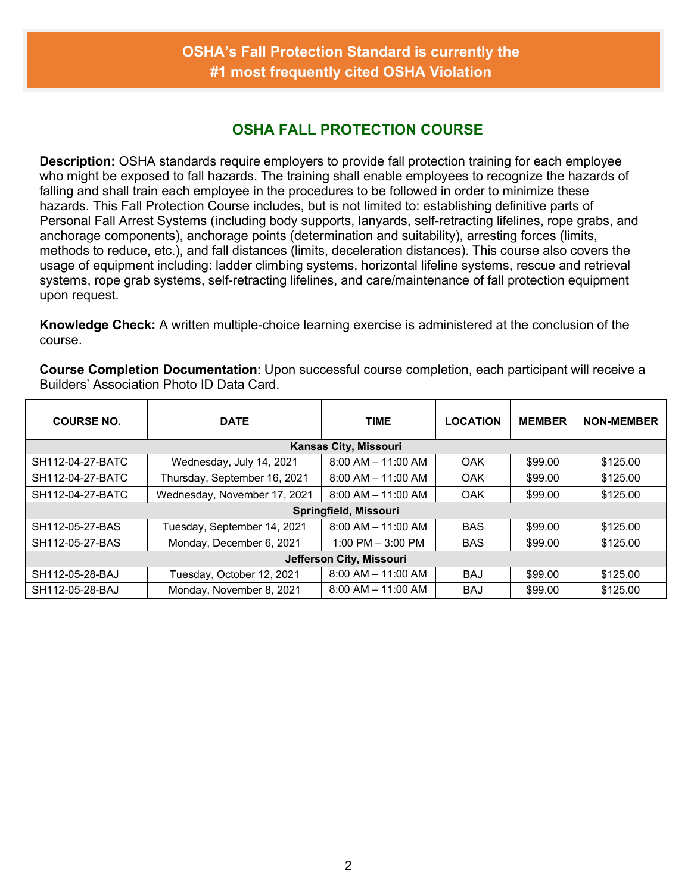**OSHA's Fall Protection Standard is currently the #1 most frequently cited OSHA Violation**

## OSHA FALL PROTECTION COURSE

**Description:** OSHA standards require employers to provide fall protection training for each employee who might be exposed to fall hazards. The training shall enable employees to recognize the hazards of falling and shall train each employee in the procedures to be followed in order to minimize these hazards. This Fall Protection Course includes, but is not limited to: establishing definitive parts of Personal Fall Arrest Systems (including body supports, lanyards, self-retracting lifelines, rope grabs, and anchorage components), anchorage points (determination and suitability), arresting forces (limits, methods to reduce, etc.), and fall distances (limits, deceleration distances). This course also covers the usage of equipment including: ladder climbing systems, horizontal lifeline systems, rescue and retrieval systems, rope grab systems, self-retracting lifelines, and care/maintenance of fall protection equipment upon request.

**Knowledge Check:** A written multiple-choice learning exercise is administered at the conclusion of the course.

**Course Completion Documentation**: Upon successful course completion, each participant will receive a Builders' Association Photo ID Data Card.

| COURSE NO. | DATE | TIME | LOCATION | MEMBER | NON-MEMBER |
|---|---|---|---|---|---|
| **Kansas City, Missouri** | | | | | |
| SH112-04-27-BATC | Wednesday, July 14, 2021 | 8:00 AM – 11:00 AM | OAK | $99.00 | $125.00 |
| SH112-04-27-BATC | Thursday, September 16, 2021 | 8:00 AM – 11:00 AM | OAK | $99.00 | $125.00 |
| SH112-04-27-BATC | Wednesday, November 17, 2021 | 8:00 AM – 11:00 AM | OAK | $99.00 | $125.00 |
| **Springfield, Missouri** | | | | | |
| SH112-05-27-BAS | Tuesday, September 14, 2021 | 8:00 AM – 11:00 AM | BAS | $99.00 | $125.00 |
| SH112-05-27-BAS | Monday, December 6, 2021 | 1:00 PM – 3:00 PM | BAS | $99.00 | $125.00 |
| **Jefferson City, Missouri** | | | | | |
| SH112-05-28-BAJ | Tuesday, October 12, 2021 | 8:00 AM – 11:00 AM | BAJ | $99.00 | $125.00 |
| SH112-05-28-BAJ | Monday, November 8, 2021 | 8:00 AM – 11:00 AM | BAJ | $99.00 | $125.00 |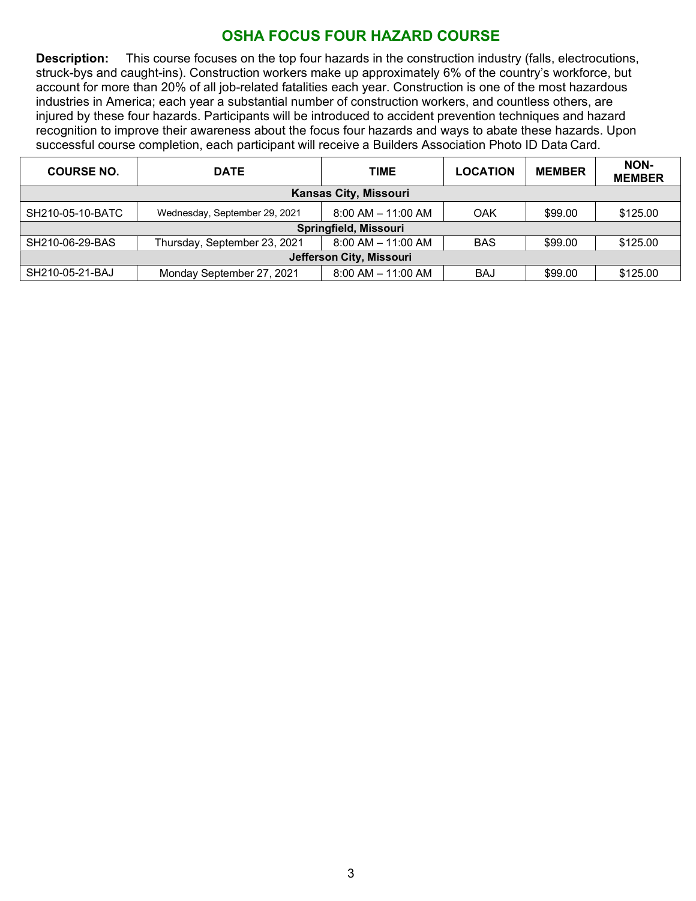## OSHA FOCUS FOUR HAZARD COURSE

**Description:** This course focuses on the top four hazards in the construction industry (falls, electrocutions, struck-bys and caught-ins). Construction workers make up approximately 6% of the country's workforce, but account for more than 20% of all job-related fatalities each year. Construction is one of the most hazardous industries in America; each year a substantial number of construction workers, and countless others, are injured by these four hazards. Participants will be introduced to accident prevention techniques and hazard recognition to improve their awareness about the focus four hazards and ways to abate these hazards. Upon successful course completion, each participant will receive a Builders Association Photo ID Data Card.

| COURSE NO. | DATE | TIME | LOCATION | MEMBER | NON-MEMBER |
|---|---|---|---|---|---|
| **Kansas City, Missouri** | | | | | |
| SH210-05-10-BATC | Wednesday, September 29, 2021 | 8:00 AM – 11:00 AM | OAK | $99.00 | $125.00 |
| **Springfield, Missouri** | | | | | |
| SH210-06-29-BAS | Thursday, September 23, 2021 | 8:00 AM – 11:00 AM | BAS | $99.00 | $125.00 |
| **Jefferson City, Missouri** | | | | | |
| SH210-05-21-BAJ | Monday September 27, 2021 | 8:00 AM – 11:00 AM | BAJ | $99.00 | $125.00 |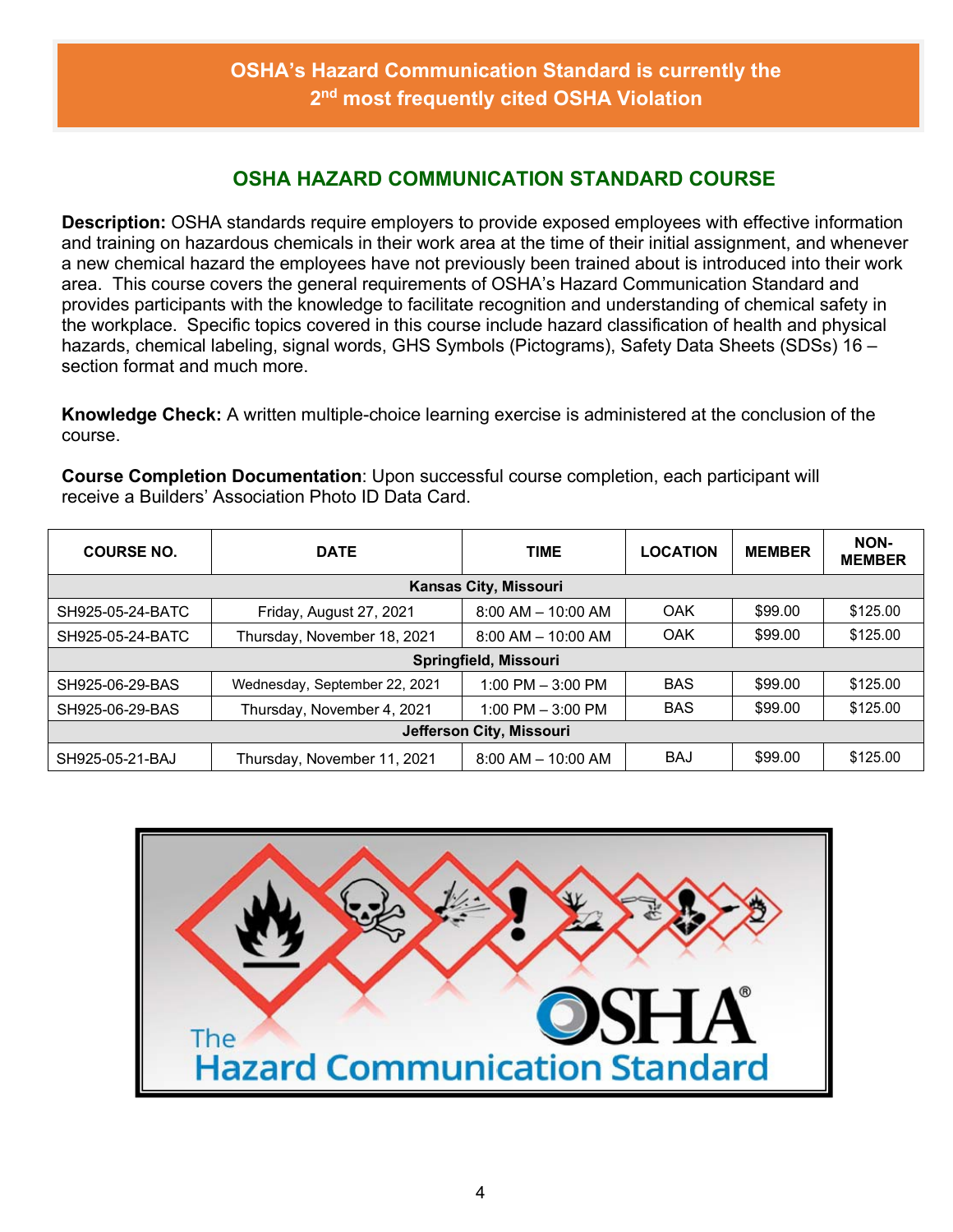**OSHA's Hazard Communication Standard is currently the 2nd most frequently cited OSHA Violation**

## OSHA HAZARD COMMUNICATION STANDARD COURSE

**Description:** OSHA standards require employers to provide exposed employees with effective information and training on hazardous chemicals in their work area at the time of their initial assignment, and whenever a new chemical hazard the employees have not previously been trained about is introduced into their work area. This course covers the general requirements of OSHA's Hazard Communication Standard and provides participants with the knowledge to facilitate recognition and understanding of chemical safety in the workplace. Specific topics covered in this course include hazard classification of health and physical hazards, chemical labeling, signal words, GHS Symbols (Pictograms), Safety Data Sheets (SDSs) 16 – section format and much more.

**Knowledge Check:** A written multiple-choice learning exercise is administered at the conclusion of the course.

**Course Completion Documentation**: Upon successful course completion, each participant will receive a Builders' Association Photo ID Data Card.

| COURSE NO. | DATE | TIME | LOCATION | MEMBER | NON-MEMBER |
|---|---|---|---|---|---|
| **Kansas City, Missouri** | | | | | |
| SH925-05-24-BATC | Friday, August 27, 2021 | 8:00 AM – 10:00 AM | OAK | $99.00 | $125.00 |
| SH925-05-24-BATC | Thursday, November 18, 2021 | 8:00 AM – 10:00 AM | OAK | $99.00 | $125.00 |
| **Springfield, Missouri** | | | | | |
| SH925-06-29-BAS | Wednesday, September 22, 2021 | 1:00 PM – 3:00 PM | BAS | $99.00 | $125.00 |
| SH925-06-29-BAS | Thursday, November 4, 2021 | 1:00 PM – 3:00 PM | BAS | $99.00 | $125.00 |
| **Jefferson City, Missouri** | | | | | |
| SH925-05-21-BAJ | Thursday, November 11, 2021 | 8:00 AM – 10:00 AM | BAJ | $99.00 | $125.00 |

The OSHA® Hazard Communication Standard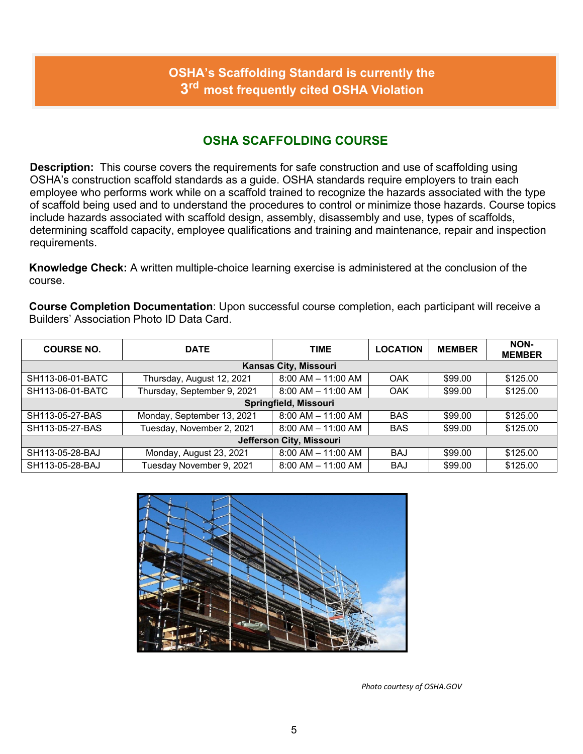**OSHA's Scaffolding Standard is currently the 3rd most frequently cited OSHA Violation**

## OSHA SCAFFOLDING COURSE

**Description:** This course covers the requirements for safe construction and use of scaffolding using OSHA's construction scaffold standards as a guide. OSHA standards require employers to train each employee who performs work while on a scaffold trained to recognize the hazards associated with the type of scaffold being used and to understand the procedures to control or minimize those hazards. Course topics include hazards associated with scaffold design, assembly, disassembly and use, types of scaffolds, determining scaffold capacity, employee qualifications and training and maintenance, repair and inspection requirements.

**Knowledge Check:** A written multiple-choice learning exercise is administered at the conclusion of the course.

**Course Completion Documentation**: Upon successful course completion, each participant will receive a Builders' Association Photo ID Data Card.

| COURSE NO. | DATE | TIME | LOCATION | MEMBER | NON-MEMBER |
|---|---|---|---|---|---|
| **Kansas City, Missouri** | | | | | |
| SH113-06-01-BATC | Thursday, August 12, 2021 | 8:00 AM – 11:00 AM | OAK | $99.00 | $125.00 |
| SH113-06-01-BATC | Thursday, September 9, 2021 | 8:00 AM – 11:00 AM | OAK | $99.00 | $125.00 |
| **Springfield, Missouri** | | | | | |
| SH113-05-27-BAS | Monday, September 13, 2021 | 8:00 AM – 11:00 AM | BAS | $99.00 | $125.00 |
| SH113-05-27-BAS | Tuesday, November 2, 2021 | 8:00 AM – 11:00 AM | BAS | $99.00 | $125.00 |
| **Jefferson City, Missouri** | | | | | |
| SH113-05-28-BAJ | Monday, August 23, 2021 | 8:00 AM – 11:00 AM | BAJ | $99.00 | $125.00 |
| SH113-05-28-BAJ | Tuesday November 9, 2021 | 8:00 AM – 11:00 AM | BAJ | $99.00 | $125.00 |

*Photo courtesy of OSHA.GOV*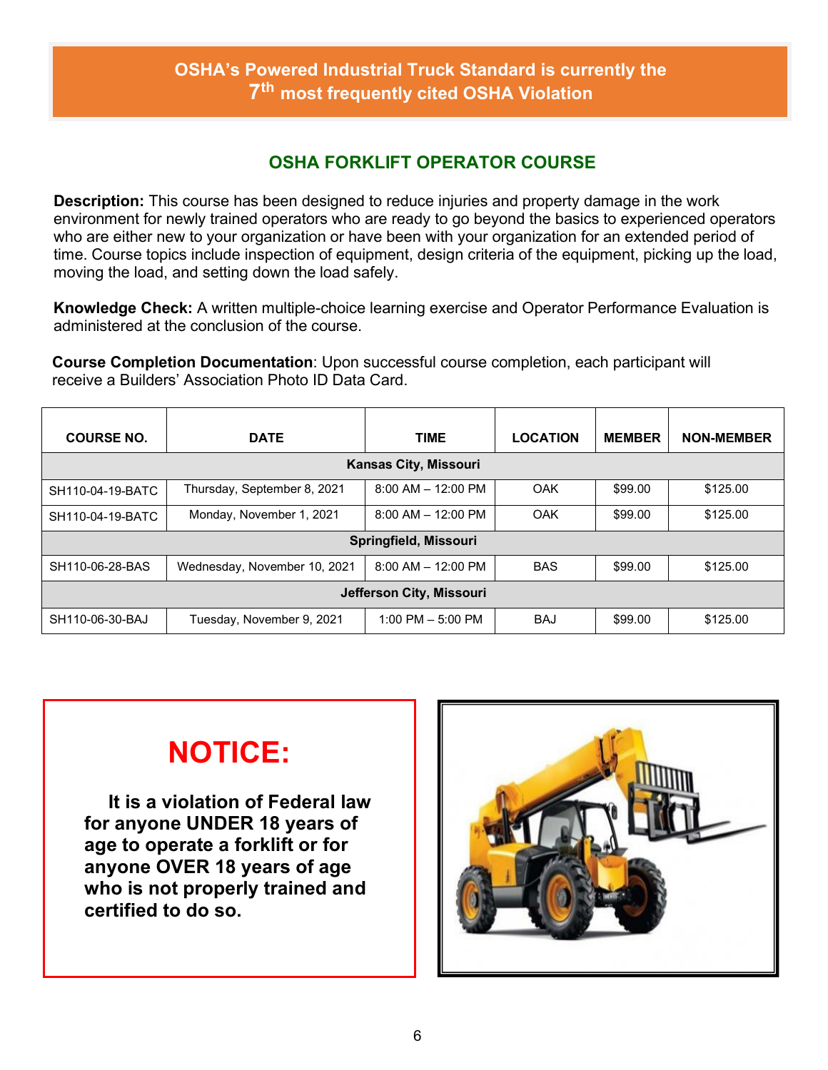**OSHA's Powered Industrial Truck Standard is currently the 7th most frequently cited OSHA Violation**

## OSHA FORKLIFT OPERATOR COURSE

**Description:** This course has been designed to reduce injuries and property damage in the work environment for newly trained operators who are ready to go beyond the basics to experienced operators who are either new to your organization or have been with your organization for an extended period of time. Course topics include inspection of equipment, design criteria of the equipment, picking up the load, moving the load, and setting down the load safely.

**Knowledge Check:** A written multiple-choice learning exercise and Operator Performance Evaluation is administered at the conclusion of the course.

**Course Completion Documentation**: Upon successful course completion, each participant will receive a Builders' Association Photo ID Data Card.

| COURSE NO. | DATE | TIME | LOCATION | MEMBER | NON-MEMBER |
|---|---|---|---|---|---|
| **Kansas City, Missouri** | | | | | |
| SH110-04-19-BATC | Thursday, September 8, 2021 | 8:00 AM – 12:00 PM | OAK | $99.00 | $125.00 |
| SH110-04-19-BATC | Monday, November 1, 2021 | 8:00 AM – 12:00 PM | OAK | $99.00 | $125.00 |
| **Springfield, Missouri** | | | | | |
| SH110-06-28-BAS | Wednesday, November 10, 2021 | 8:00 AM – 12:00 PM | BAS | $99.00 | $125.00 |
| **Jefferson City, Missouri** | | | | | |
| SH110-06-30-BAJ | Tuesday, November 9, 2021 | 1:00 PM – 5:00 PM | BAJ | $99.00 | $125.00 |

## NOTICE:

**It is a violation of Federal law for anyone UNDER 18 years of age to operate a forklift or for anyone OVER 18 years of age who is not properly trained and certified to do so.**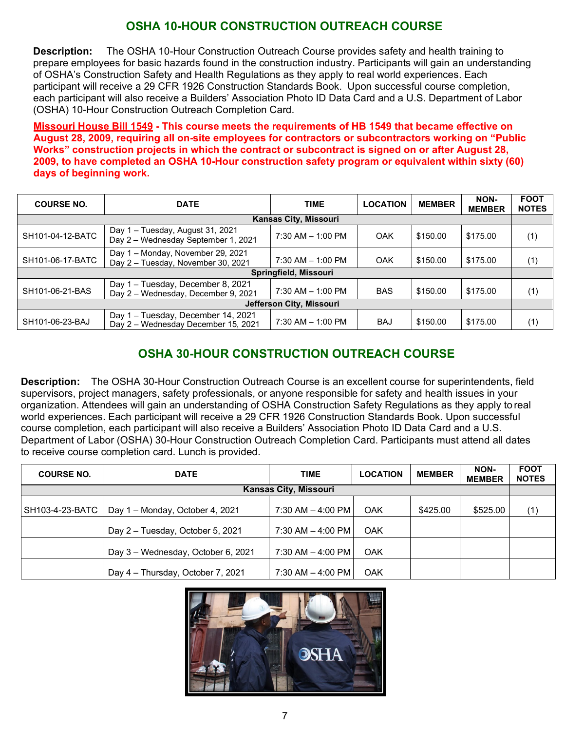## OSHA 10-HOUR CONSTRUCTION OUTREACH COURSE

**Description:** The OSHA 10-Hour Construction Outreach Course provides safety and health training to prepare employees for basic hazards found in the construction industry. Participants will gain an understanding of OSHA's Construction Safety and Health Regulations as they apply to real world experiences. Each participant will receive a 29 CFR 1926 Construction Standards Book. Upon successful course completion, each participant will also receive a Builders' Association Photo ID Data Card and a U.S. Department of Labor (OSHA) 10-Hour Construction Outreach Completion Card.

**Missouri House Bill 1549 - This course meets the requirements of HB 1549 that became effective on August 28, 2009, requiring all on-site employees for contractors or subcontractors working on "Public Works" construction projects in which the contract or subcontract is signed on or after August 28, 2009, to have completed an OSHA 10-Hour construction safety program or equivalent within sixty (60) days of beginning work.**

| COURSE NO. | DATE | TIME | LOCATION | MEMBER | NON-MEMBER | FOOT NOTES |
|---|---|---|---|---|---|---|
| **Kansas City, Missouri** | | | | | | |
| SH101-04-12-BATC | Day 1 – Tuesday, August 31, 2021<br>Day 2 – Wednesday September 1, 2021 | 7:30 AM – 1:00 PM | OAK | $150.00 | $175.00 | (1) |
| SH101-06-17-BATC | Day 1 – Monday, November 29, 2021<br>Day 2 – Tuesday, November 30, 2021 | 7:30 AM – 1:00 PM | OAK | $150.00 | $175.00 | (1) |
| **Springfield, Missouri** | | | | | | |
| SH101-06-21-BAS | Day 1 – Tuesday, December 8, 2021<br>Day 2 – Wednesday, December 9, 2021 | 7:30 AM – 1:00 PM | BAS | $150.00 | $175.00 | (1) |
| **Jefferson City, Missouri** | | | | | | |
| SH101-06-23-BAJ | Day 1 – Tuesday, December 14, 2021<br>Day 2 – Wednesday December 15, 2021 | 7:30 AM – 1:00 PM | BAJ | $150.00 | $175.00 | (1) |

## OSHA 30-HOUR CONSTRUCTION OUTREACH COURSE

**Description:** The OSHA 30-Hour Construction Outreach Course is an excellent course for superintendents, field supervisors, project managers, safety professionals, or anyone responsible for safety and health issues in your organization. Attendees will gain an understanding of OSHA Construction Safety Regulations as they apply to real world experiences. Each participant will receive a 29 CFR 1926 Construction Standards Book. Upon successful course completion, each participant will also receive a Builders' Association Photo ID Data Card and a U.S. Department of Labor (OSHA) 30-Hour Construction Outreach Completion Card. Participants must attend all dates to receive course completion card. Lunch is provided.

| COURSE NO. | DATE | TIME | LOCATION | MEMBER | NON-MEMBER | FOOT NOTES |
|---|---|---|---|---|---|---|
| **Kansas City, Missouri** | | | | | | |
| SH103-4-23-BATC | Day 1 – Monday, October 4, 2021 | 7:30 AM – 4:00 PM | OAK | $425.00 | $525.00 | (1) |
| | Day 2 – Tuesday, October 5, 2021 | 7:30 AM – 4:00 PM | OAK | | | |
| | Day 3 – Wednesday, October 6, 2021 | 7:30 AM – 4:00 PM | OAK | | | |
| | Day 4 – Thursday, October 7, 2021 | 7:30 AM – 4:00 PM | OAK | | | |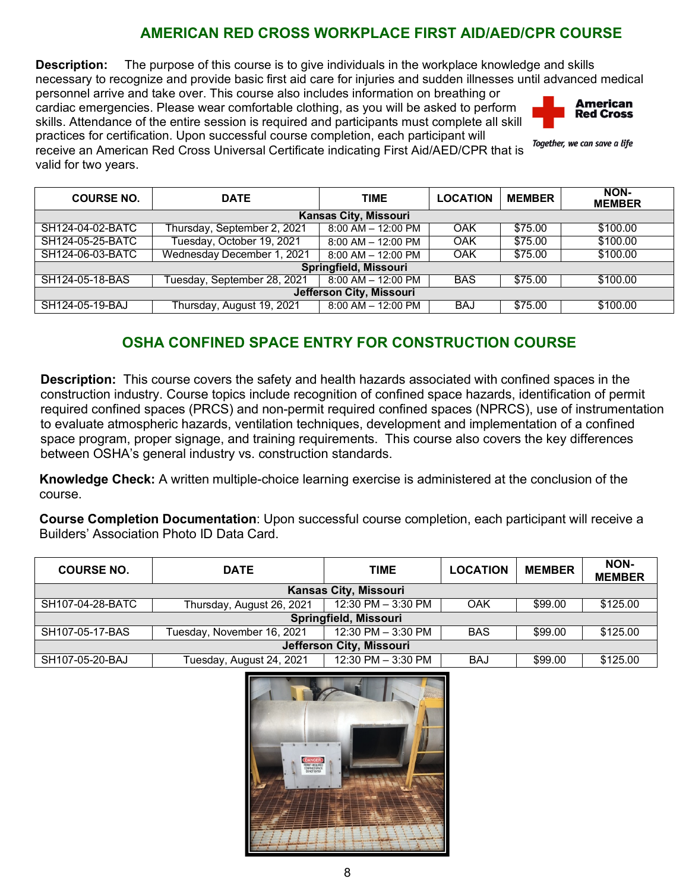## AMERICAN RED CROSS WORKPLACE FIRST AID/AED/CPR COURSE

**Description:** The purpose of this course is to give individuals in the workplace knowledge and skills necessary to recognize and provide basic first aid care for injuries and sudden illnesses until advanced medical personnel arrive and take over. This course also includes information on breathing or cardiac emergencies. Please wear comfortable clothing, as you will be asked to perform skills. Attendance of the entire session is required and participants must complete all skill practices for certification. Upon successful course completion, each participant will receive an American Red Cross Universal Certificate indicating First Aid/AED/CPR that is valid for two years.

| COURSE NO. | DATE | TIME | LOCATION | MEMBER | NON-MEMBER |
|---|---|---|---|---|---|
| **Kansas City, Missouri** | | | | | |
| SH124-04-02-BATC | Thursday, September 2, 2021 | 8:00 AM – 12:00 PM | OAK | $75.00 | $100.00 |
| SH124-05-25-BATC | Tuesday, October 19, 2021 | 8:00 AM – 12:00 PM | OAK | $75.00 | $100.00 |
| SH124-06-03-BATC | Wednesday December 1, 2021 | 8:00 AM – 12:00 PM | OAK | $75.00 | $100.00 |
| **Springfield, Missouri** | | | | | |
| SH124-05-18-BAS | Tuesday, September 28, 2021 | 8:00 AM – 12:00 PM | BAS | $75.00 | $100.00 |
| **Jefferson City, Missouri** | | | | | |
| SH124-05-19-BAJ | Thursday, August 19, 2021 | 8:00 AM – 12:00 PM | BAJ | $75.00 | $100.00 |

## OSHA CONFINED SPACE ENTRY FOR CONSTRUCTION COURSE

**Description:** This course covers the safety and health hazards associated with confined spaces in the construction industry. Course topics include recognition of confined space hazards, identification of permit required confined spaces (PRCS) and non-permit required confined spaces (NPRCS), use of instrumentation to evaluate atmospheric hazards, ventilation techniques, development and implementation of a confined space program, proper signage, and training requirements. This course also covers the key differences between OSHA's general industry vs. construction standards.

**Knowledge Check:** A written multiple-choice learning exercise is administered at the conclusion of the course.

**Course Completion Documentation**: Upon successful course completion, each participant will receive a Builders' Association Photo ID Data Card.

| COURSE NO. | DATE | TIME | LOCATION | MEMBER | NON-MEMBER |
|---|---|---|---|---|---|
| **Kansas City, Missouri** | | | | | |
| SH107-04-28-BATC | Thursday, August 26, 2021 | 12:30 PM – 3:30 PM | OAK | $99.00 | $125.00 |
| **Springfield, Missouri** | | | | | |
| SH107-05-17-BAS | Tuesday, November 16, 2021 | 12:30 PM – 3:30 PM | BAS | $99.00 | $125.00 |
| **Jefferson City, Missouri** | | | | | |
| SH107-05-20-BAJ | Tuesday, August 24, 2021 | 12:30 PM – 3:30 PM | BAJ | $99.00 | $125.00 |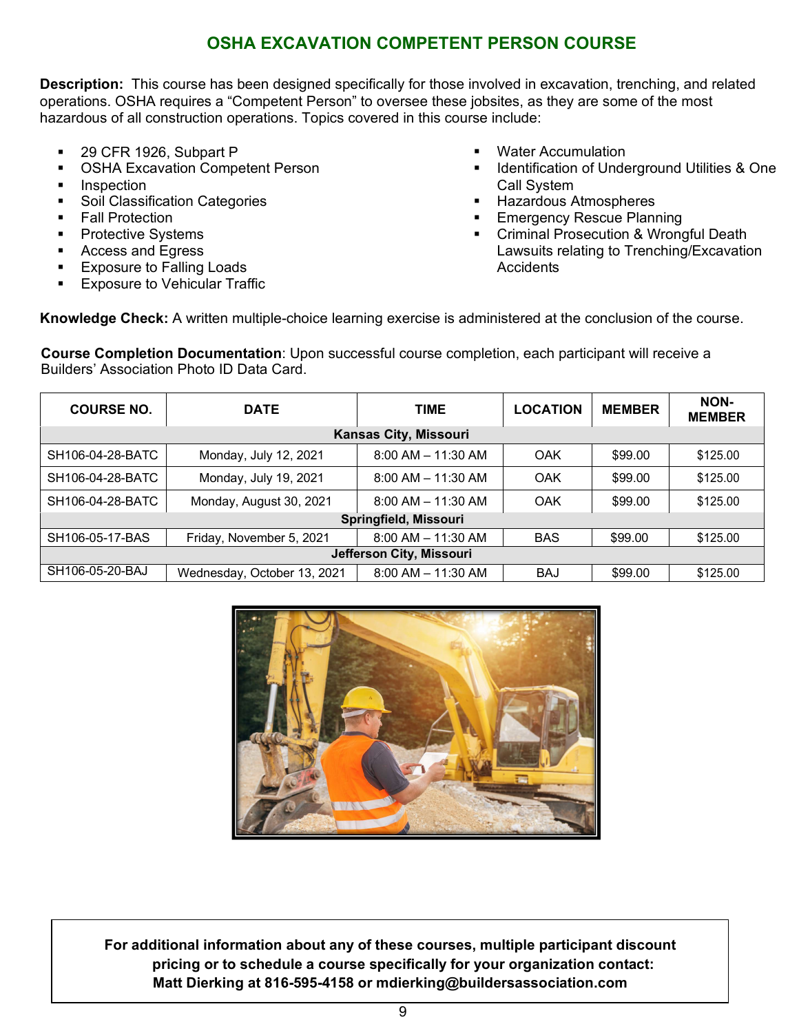# OSHA EXCAVATION COMPETENT PERSON COURSE

**Description:** This course has been designed specifically for those involved in excavation, trenching, and related operations. OSHA requires a "Competent Person" to oversee these jobsites, as they are some of the most hazardous of all construction operations. Topics covered in this course include:

- 29 CFR 1926, Subpart P
- OSHA Excavation Competent Person
- Inspection
- Soil Classification Categories
- Fall Protection
- Protective Systems
- Access and Egress
- Exposure to Falling Loads
- Exposure to Vehicular Traffic
- Water Accumulation
- Identification of Underground Utilities & One Call System
- Hazardous Atmospheres
- Emergency Rescue Planning
- Criminal Prosecution & Wrongful Death Lawsuits relating to Trenching/Excavation Accidents

**Knowledge Check:** A written multiple-choice learning exercise is administered at the conclusion of the course.

**Course Completion Documentation**: Upon successful course completion, each participant will receive a Builders' Association Photo ID Data Card.

| COURSE NO. | DATE | TIME | LOCATION | MEMBER | NON-MEMBER |
|---|---|---|---|---|---|
| **Kansas City, Missouri** | | | | | |
| SH106-04-28-BATC | Monday, July 12, 2021 | 8:00 AM – 11:30 AM | OAK | $99.00 | $125.00 |
| SH106-04-28-BATC | Monday, July 19, 2021 | 8:00 AM – 11:30 AM | OAK | $99.00 | $125.00 |
| SH106-04-28-BATC | Monday, August 30, 2021 | 8:00 AM – 11:30 AM | OAK | $99.00 | $125.00 |
| **Springfield, Missouri** | | | | | |
| SH106-05-17-BAS | Friday, November 5, 2021 | 8:00 AM – 11:30 AM | BAS | $99.00 | $125.00 |
| **Jefferson City, Missouri** | | | | | |
| SH106-05-20-BAJ | Wednesday, October 13, 2021 | 8:00 AM – 11:30 AM | BAJ | $99.00 | $125.00 |

**For additional information about any of these courses, multiple participant discount pricing or to schedule a course specifically for your organization contact: Matt Dierking at 816-595-4158 or mdierking@buildersassociation.com**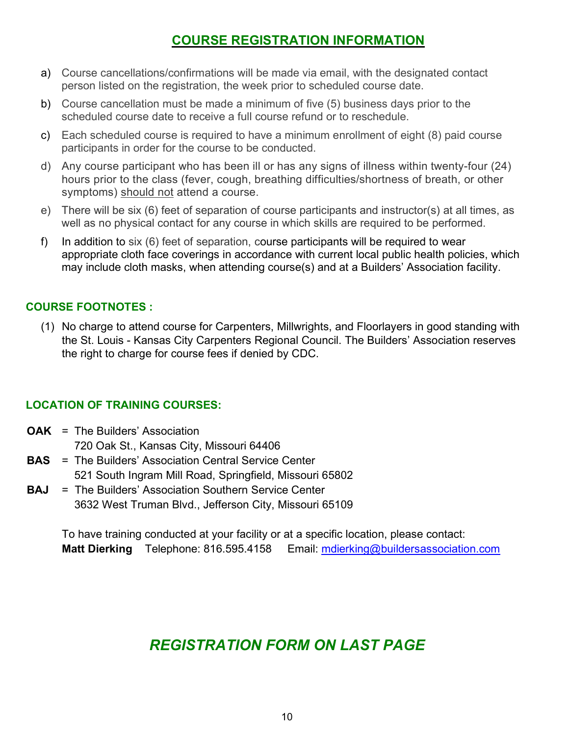# COURSE REGISTRATION INFORMATION

a) Course cancellations/confirmations will be made via email, with the designated contact person listed on the registration, the week prior to scheduled course date.

b) Course cancellation must be made a minimum of five (5) business days prior to the scheduled course date to receive a full course refund or to reschedule.

c) Each scheduled course is required to have a minimum enrollment of eight (8) paid course participants in order for the course to be conducted.

d) Any course participant who has been ill or has any signs of illness within twenty-four (24) hours prior to the class (fever, cough, breathing difficulties/shortness of breath, or other symptoms) should not attend a course.

e) There will be six (6) feet of separation of course participants and instructor(s) at all times, as well as no physical contact for any course in which skills are required to be performed.

f) In addition to six (6) feet of separation, course participants will be required to wear appropriate cloth face coverings in accordance with current local public health policies, which may include cloth masks, when attending course(s) and at a Builders' Association facility.

## COURSE FOOTNOTES :

(1) No charge to attend course for Carpenters, Millwrights, and Floorlayers in good standing with the St. Louis - Kansas City Carpenters Regional Council. The Builders' Association reserves the right to charge for course fees if denied by CDC.

## LOCATION OF TRAINING COURSES:

**OAK** = The Builders' Association
720 Oak St., Kansas City, Missouri 64406

**BAS** = The Builders' Association Central Service Center
521 South Ingram Mill Road, Springfield, Missouri 65802

**BAJ** = The Builders' Association Southern Service Center
3632 West Truman Blvd., Jefferson City, Missouri 65109

To have training conducted at your facility or at a specific location, please contact:
**Matt Dierking** Telephone: 816.595.4158 Email: mdierking@buildersassociation.com

## *REGISTRATION FORM ON LAST PAGE*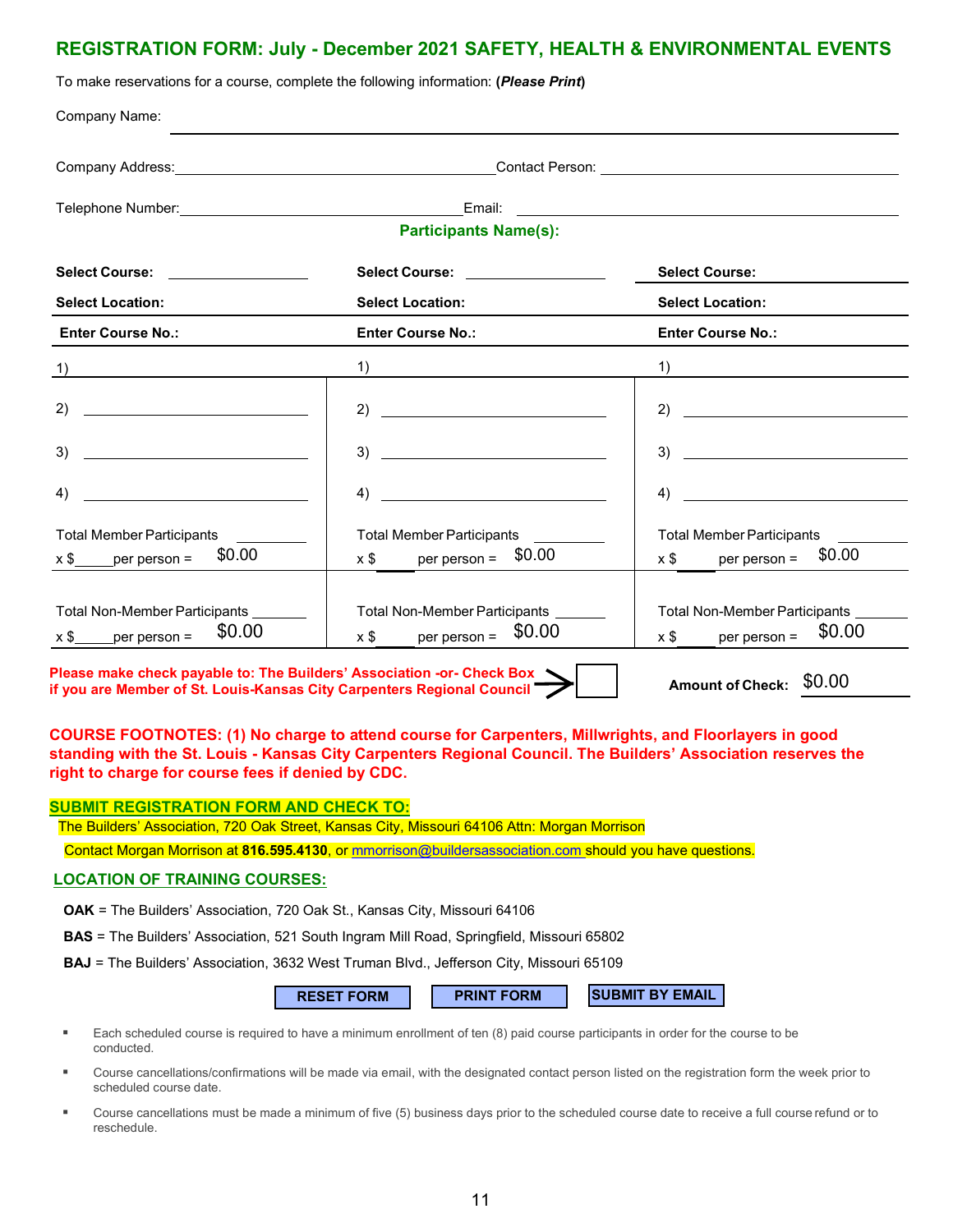## REGISTRATION FORM: July - December 2021 SAFETY, HEALTH & ENVIRONMENTAL EVENTS

To make reservations for a course, complete the following information: (***Please Print***)

Company Name: ______________________________

Company Address: ______________________________ Contact Person: ______________________________

Telephone Number: ______________________________ Email: ______________________________

**Participants Name(s):**

| | | |
|---|---|---|
| **Select Course:** ____________ | **Select Course:** ____________ | **Select Course:** ____________ |
| **Select Location:** | **Select Location:** | **Select Location:** |
| **Enter Course No.:** | **Enter Course No.:** | **Enter Course No.:** |
| 1) | 1) | 1) |
| 2) ____________ | 2) ____________ | 2) ____________ |
| 3) ____________ | 3) ____________ | 3) ____________ |
| 4) ____________ | 4) ____________ | 4) ____________ |
| Total Member Participants ______ x $_____ per person = $0.00 | Total Member Participants ______ x $_____ per person = $0.00 | Total Member Participants ______ x $_____ per person = $0.00 |
| Total Non-Member Participants ______ x $_____ per person = $0.00 | Total Non-Member Participants ______ x $_____ per person = $0.00 | Total Non-Member Participants ______ x $_____ per person = $0.00 |

**Please make check payable to: The Builders' Association -or- Check Box if you are Member of St. Louis-Kansas City Carpenters Regional Council** → ☐

**Amount of Check:** $0.00

**COURSE FOOTNOTES: (1) No charge to attend course for Carpenters, Millwrights, and Floorlayers in good standing with the St. Louis - Kansas City Carpenters Regional Council. The Builders' Association reserves the right to charge for course fees if denied by CDC.**

### SUBMIT REGISTRATION FORM AND CHECK TO:

The Builders' Association, 720 Oak Street, Kansas City, Missouri 64106 Attn: Morgan Morrison

Contact Morgan Morrison at **816.595.4130**, or mmorrison@buildersassociation.com should you have questions.

### LOCATION OF TRAINING COURSES:

**OAK** = The Builders' Association, 720 Oak St., Kansas City, Missouri 64106

**BAS** = The Builders' Association, 521 South Ingram Mill Road, Springfield, Missouri 65802

**BAJ** = The Builders' Association, 3632 West Truman Blvd., Jefferson City, Missouri 65109

**RESET FORM** | **PRINT FORM** | **SUBMIT BY EMAIL**

- Each scheduled course is required to have a minimum enrollment of ten (8) paid course participants in order for the course to be conducted.
- Course cancellations/confirmations will be made via email, with the designated contact person listed on the registration form the week prior to scheduled course date.
- Course cancellations must be made a minimum of five (5) business days prior to the scheduled course date to receive a full course refund or to reschedule.